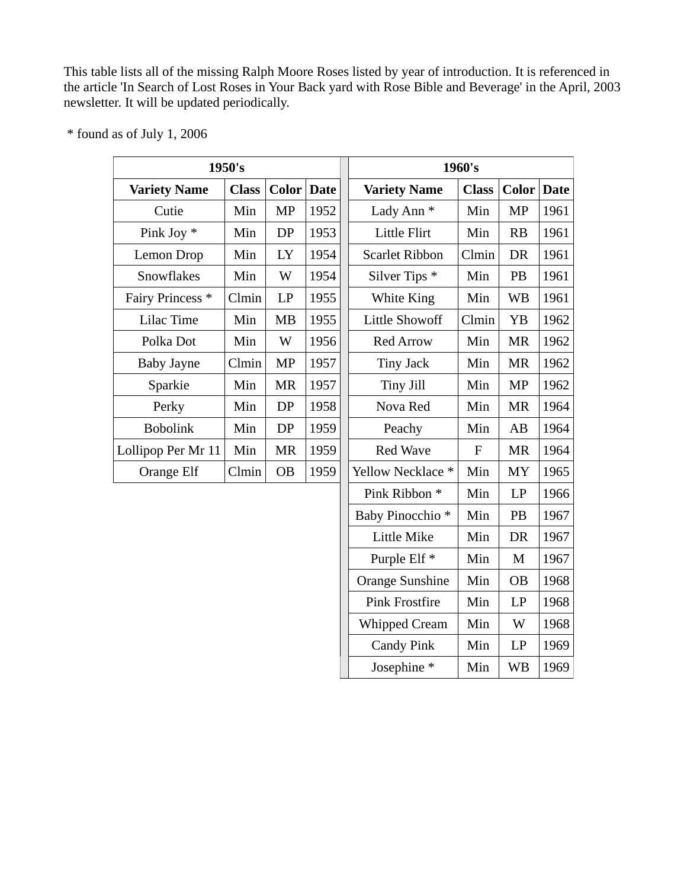This table lists all of the missing Ralph Moore Roses listed by year of introduction. It is referenced in the article 'In Search of Lost Roses in Your Back yard with Rose Bible and Beverage' in the April, 2003 newsletter. It will be updated periodically.

* found as of July 1, 2006

| 1950's | | | | | 1960's | | | |
|---|---|---|---|---|---|---|---|---|
| **Variety Name** | **Class** | **Color** | **Date** | | **Variety Name** | **Class** | **Color** | **Date** |
| Cutie | Min | MP | 1952 | | Lady Ann * | Min | MP | 1961 |
| Pink Joy * | Min | DP | 1953 | | Little Flirt | Min | RB | 1961 |
| Lemon Drop | Min | LY | 1954 | | Scarlet Ribbon | Clmin | DR | 1961 |
| Snowflakes | Min | W | 1954 | | Silver Tips * | Min | PB | 1961 |
| Fairy Princess * | Clmin | LP | 1955 | | White King | Min | WB | 1961 |
| Lilac Time | Min | MB | 1955 | | Little Showoff | Clmin | YB | 1962 |
| Polka Dot | Min | W | 1956 | | Red Arrow | Min | MR | 1962 |
| Baby Jayne | Clmin | MP | 1957 | | Tiny Jack | Min | MR | 1962 |
| Sparkie | Min | MR | 1957 | | Tiny Jill | Min | MP | 1962 |
| Perky | Min | DP | 1958 | | Nova Red | Min | MR | 1964 |
| Bobolink | Min | DP | 1959 | | Peachy | Min | AB | 1964 |
| Lollipop Per Mr 11 | Min | MR | 1959 | | Red Wave | F | MR | 1964 |
| Orange Elf | Clmin | OB | 1959 | | Yellow Necklace * | Min | MY | 1965 |
| | | | | | Pink Ribbon * | Min | LP | 1966 |
| | | | | | Baby Pinocchio * | Min | PB | 1967 |
| | | | | | Little Mike | Min | DR | 1967 |
| | | | | | Purple Elf * | Min | M | 1967 |
| | | | | | Orange Sunshine | Min | OB | 1968 |
| | | | | | Pink Frostfire | Min | LP | 1968 |
| | | | | | Whipped Cream | Min | W | 1968 |
| | | | | | Candy Pink | Min | LP | 1969 |
| | | | | | Josephine * | Min | WB | 1969 |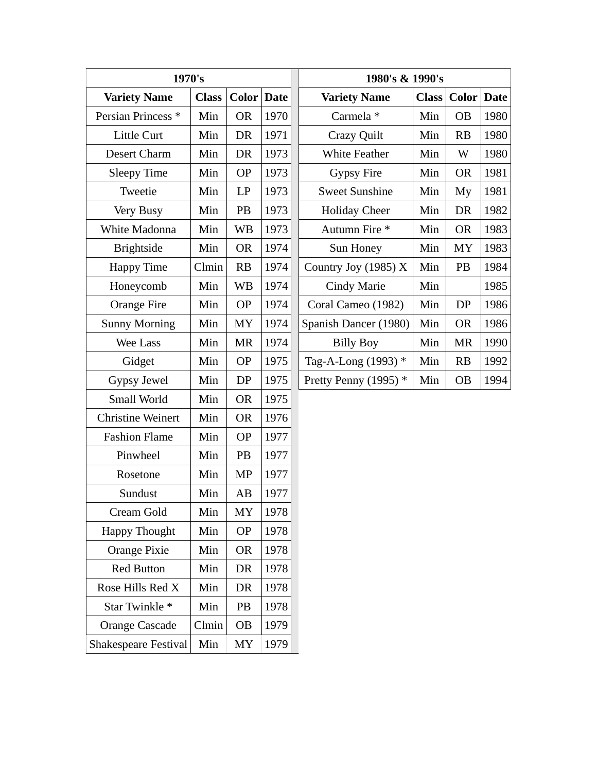| 1970's | | | |
|---|---|---|---|
| **Variety Name** | **Class** | **Color** | **Date** |
| Persian Princess * | Min | OR | 1970 |
| Little Curt | Min | DR | 1971 |
| Desert Charm | Min | DR | 1973 |
| Sleepy Time | Min | OP | 1973 |
| Tweetie | Min | LP | 1973 |
| Very Busy | Min | PB | 1973 |
| White Madonna | Min | WB | 1973 |
| Brightside | Min | OR | 1974 |
| Happy Time | Clmin | RB | 1974 |
| Honeycomb | Min | WB | 1974 |
| Orange Fire | Min | OP | 1974 |
| Sunny Morning | Min | MY | 1974 |
| Wee Lass | Min | MR | 1974 |
| Gidget | Min | OP | 1975 |
| Gypsy Jewel | Min | DP | 1975 |
| Small World | Min | OR | 1975 |
| Christine Weinert | Min | OR | 1976 |
| Fashion Flame | Min | OP | 1977 |
| Pinwheel | Min | PB | 1977 |
| Rosetone | Min | MP | 1977 |
| Sundust | Min | AB | 1977 |
| Cream Gold | Min | MY | 1978 |
| Happy Thought | Min | OP | 1978 |
| Orange Pixie | Min | OR | 1978 |
| Red Button | Min | DR | 1978 |
| Rose Hills Red X | Min | DR | 1978 |
| Star Twinkle * | Min | PB | 1978 |
| Orange Cascade | Clmin | OB | 1979 |
| Shakespeare Festival | Min | MY | 1979 |

| 1980's & 1990's | | | |
|---|---|---|---|
| **Variety Name** | **Class** | **Color** | **Date** |
| Carmela * | Min | OB | 1980 |
| Crazy Quilt | Min | RB | 1980 |
| White Feather | Min | W | 1980 |
| Gypsy Fire | Min | OR | 1981 |
| Sweet Sunshine | Min | My | 1981 |
| Holiday Cheer | Min | DR | 1982 |
| Autumn Fire * | Min | OR | 1983 |
| Sun Honey | Min | MY | 1983 |
| Country Joy (1985) X | Min | PB | 1984 |
| Cindy Marie | Min | | 1985 |
| Coral Cameo (1982) | Min | DP | 1986 |
| Spanish Dancer (1980) | Min | OR | 1986 |
| Billy Boy | Min | MR | 1990 |
| Tag-A-Long (1993) * | Min | RB | 1992 |
| Pretty Penny (1995) * | Min | OB | 1994 |